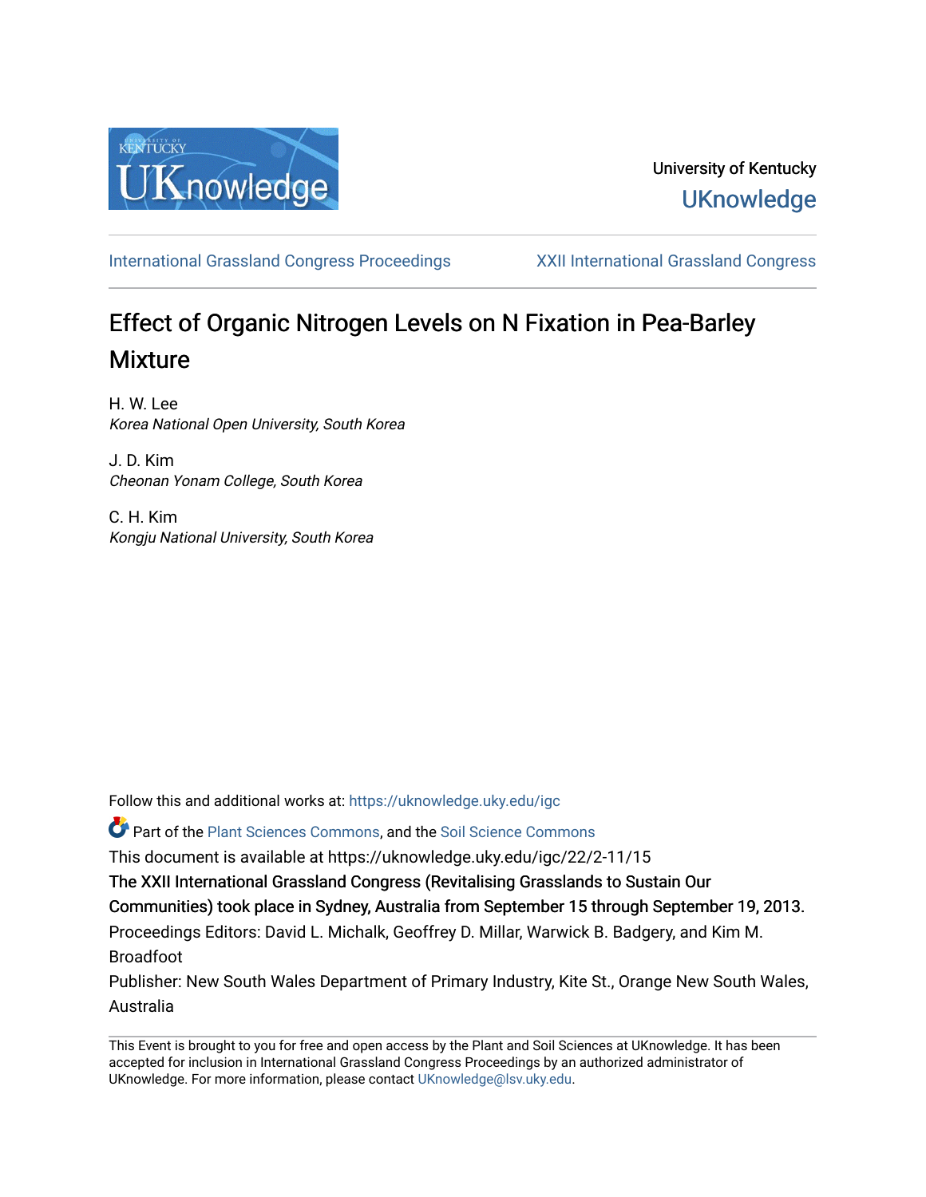University of Kentucky

UKnowledge

International Grassland Congress Proceedings | XXII International Grassland Congress

# Effect of Organic Nitrogen Levels on N Fixation in Pea-Barley Mixture

H. W. Lee
*Korea National Open University, South Korea*

J. D. Kim
*Cheonan Yonam College, South Korea*

C. H. Kim
*Kongju National University, South Korea*

Follow this and additional works at: https://uknowledge.uky.edu/igc

Part of the Plant Sciences Commons, and the Soil Science Commons

This document is available at https://uknowledge.uky.edu/igc/22/2-11/15

The XXII International Grassland Congress (Revitalising Grasslands to Sustain Our Communities) took place in Sydney, Australia from September 15 through September 19, 2013.

Proceedings Editors: David L. Michalk, Geoffrey D. Millar, Warwick B. Badgery, and Kim M. Broadfoot

Publisher: New South Wales Department of Primary Industry, Kite St., Orange New South Wales, Australia

This Event is brought to you for free and open access by the Plant and Soil Sciences at UKnowledge. It has been accepted for inclusion in International Grassland Congress Proceedings by an authorized administrator of UKnowledge. For more information, please contact UKnowledge@lsv.uky.edu.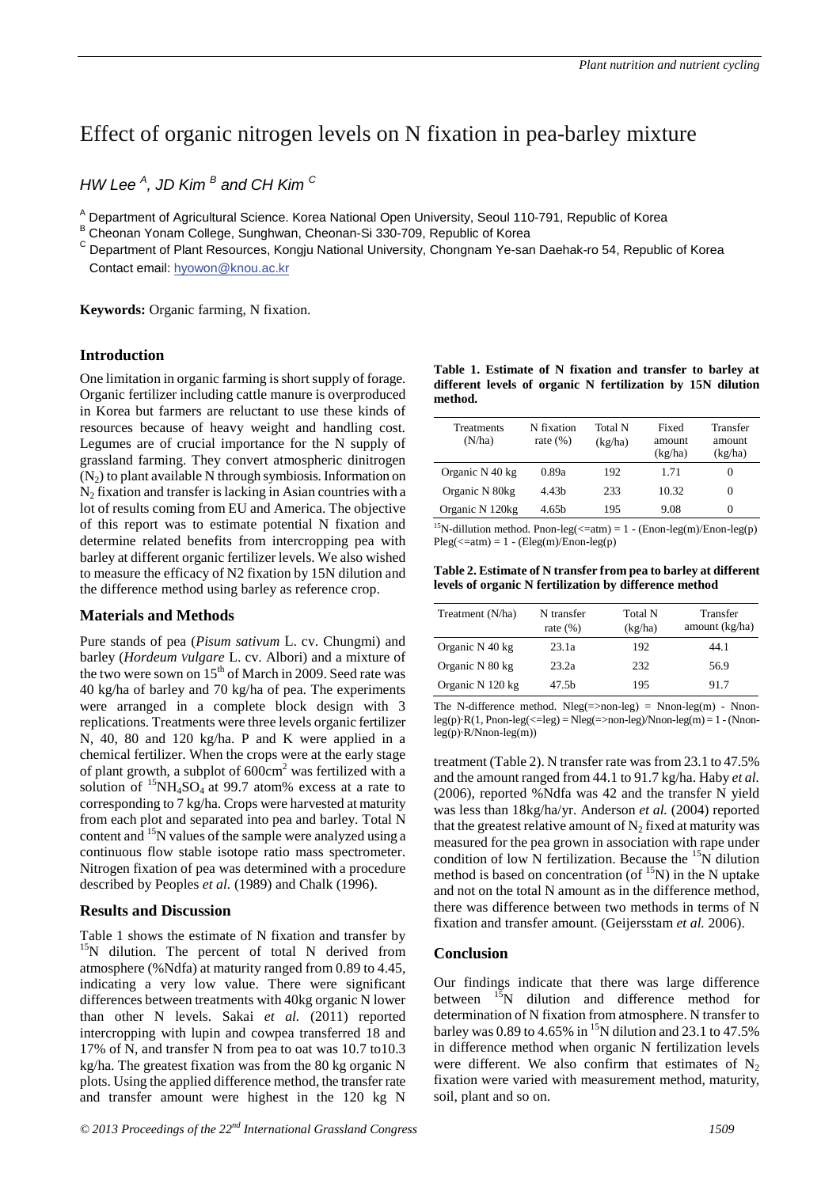# Effect of organic nitrogen levels on N fixation in pea-barley mixture

*HW Lee [A], JD Kim [B] and CH Kim [C]*

[A] Department of Agricultural Science. Korea National Open University, Seoul 110-791, Republic of Korea
[B] Cheonan Yonam College, Sunghwan, Cheonan-Si 330-709, Republic of Korea
[C] Department of Plant Resources, Kongju National University, Chongnam Ye-san Daehak-ro 54, Republic of Korea
Contact email: hyowon@knou.ac.kr

**Keywords:** Organic farming, N fixation.

## Introduction

One limitation in organic farming is short supply of forage. Organic fertilizer including cattle manure is overproduced in Korea but farmers are reluctant to use these kinds of resources because of heavy weight and handling cost. Legumes are of crucial importance for the N supply of grassland farming. They convert atmospheric dinitrogen ($N_2$) to plant available N through symbiosis. Information on $N_2$ fixation and transfer is lacking in Asian countries with a lot of results coming from EU and America. The objective of this report was to estimate potential N fixation and determine related benefits from intercropping pea with barley at different organic fertilizer levels. We also wished to measure the efficacy of N2 fixation by 15N dilution and the difference method using barley as reference crop.

## Materials and Methods

Pure stands of pea (*Pisum sativum* L. cv. Chungmi) and barley (*Hordeum vulgare* L. cv. Albori) and a mixture of the two were sown on 15th of March in 2009. Seed rate was 40 kg/ha of barley and 70 kg/ha of pea. The experiments were arranged in a complete block design with 3 replications. Treatments were three levels organic fertilizer N, 40, 80 and 120 kg/ha. P and K were applied in a chemical fertilizer. When the crops were at the early stage of plant growth, a subplot of 600cm$^2$ was fertilized with a solution of $^{15}NH_4SO_4$ at 99.7 atom% excess at a rate to corresponding to 7 kg/ha. Crops were harvested at maturity from each plot and separated into pea and barley. Total N content and $^{15}N$ values of the sample were analyzed using a continuous flow stable isotope ratio mass spectrometer. Nitrogen fixation of pea was determined with a procedure described by Peoples *et al.* (1989) and Chalk (1996).

## Results and Discussion

Table 1 shows the estimate of N fixation and transfer by $^{15}N$ dilution. The percent of total N derived from atmosphere (%Ndfa) at maturity ranged from 0.89 to 4.45, indicating a very low value. There were significant differences between treatments with 40kg organic N lower than other N levels. Sakai *et al.* (2011) reported intercropping with lupin and cowpea transferred 18 and 17% of N, and transfer N from pea to oat was 10.7 to10.3 kg/ha. The greatest fixation was from the 80 kg organic N plots. Using the applied difference method, the transfer rate and transfer amount were highest in the 120 kg N treatment (Table 2). N transfer rate was from 23.1 to 47.5% and the amount ranged from 44.1 to 91.7 kg/ha. Haby *et al.* (2006), reported %Ndfa was 42 and the transfer N yield was less than 18kg/ha/yr. Anderson *et al.* (2004) reported that the greatest relative amount of $N_2$ fixed at maturity was measured for the pea grown in association with rape under condition of low N fertilization. Because the $^{15}N$ dilution method is based on concentration (of $^{15}N$) in the N uptake and not on the total N amount as in the difference method, there was difference between two methods in terms of N fixation and transfer amount. (Geijersstam *et al.* 2006).

**Table 1. Estimate of N fixation and transfer to barley at different levels of organic N fertilization by 15N dilution method.**

| Treatments (N/ha) | N fixation rate (%) | Total N (kg/ha) | Fixed amount (kg/ha) | Transfer amount (kg/ha) |
|---|---|---|---|---|
| Organic N 40 kg | 0.89a | 192 | 1.71 | 0 |
| Organic N 80kg | 4.43b | 233 | 10.32 | 0 |
| Organic N 120kg | 4.65b | 195 | 9.08 | 0 |

$^{15}$N-dillution method. Pnon-leg(<=atm) = 1 - (Enon-leg(m)/Enon-leg(p) Pleg(<=atm) = 1 - (Eleg(m)/Enon-leg(p)

**Table 2. Estimate of N transfer from pea to barley at different levels of organic N fertilization by difference method**

| Treatment (N/ha) | N transfer rate (%) | Total N (kg/ha) | Transfer amount (kg/ha) |
|---|---|---|---|
| Organic N 40 kg | 23.1a | 192 | 44.1 |
| Organic N 80 kg | 23.2a | 232 | 56.9 |
| Organic N 120 kg | 47.5b | 195 | 91.7 |

The N-difference method. Nleg(=>non-leg) = Nnon-leg(m) - Nnon-leg(p)·R(1, Pnon-leg(<=leg) = Nleg(=>non-leg)/Nnon-leg(m) = 1 - (Nnon-leg(p)·R/Nnon-leg(m))

## Conclusion

Our findings indicate that there was large difference between $^{15}N$ dilution and difference method for determination of N fixation from atmosphere. N transfer to barley was 0.89 to 4.65% in $^{15}N$ dilution and 23.1 to 47.5% in difference method when organic N fertilization levels were different. We also confirm that estimates of $N_2$ fixation were varied with measurement method, maturity, soil, plant and so on.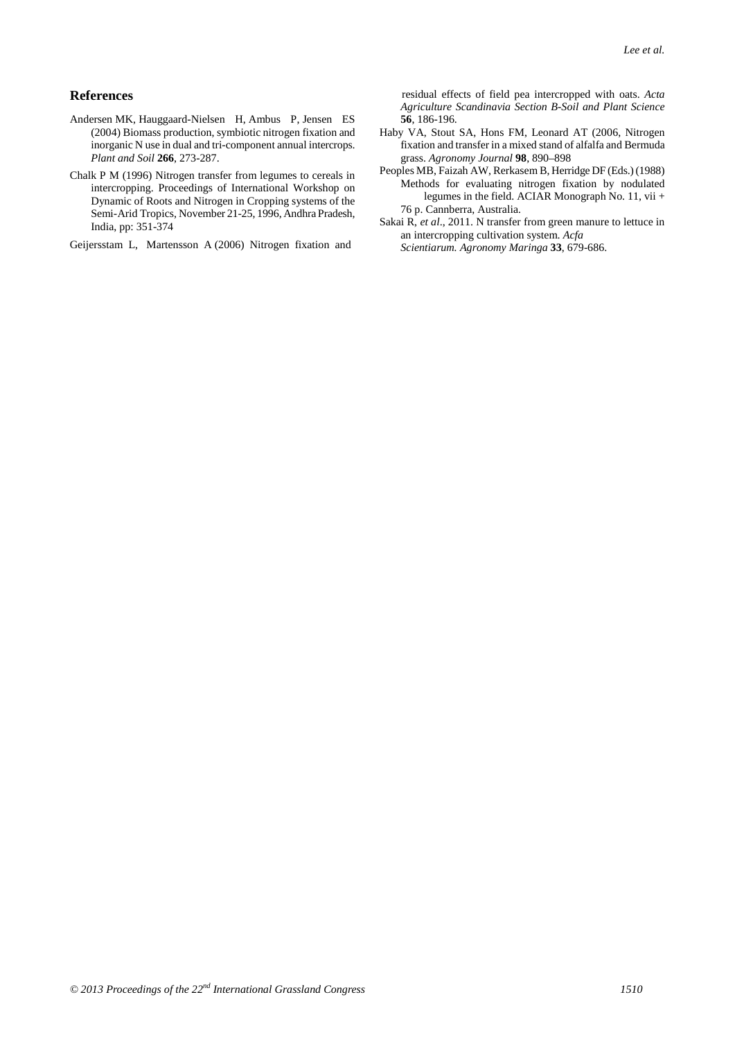## References

Andersen MK, Hauggaard-Nielsen H, Ambus P, Jensen ES (2004) Biomass production, symbiotic nitrogen fixation and inorganic N use in dual and tri-component annual intercrops. *Plant and Soil* **266**, 273-287.

Chalk P M (1996) Nitrogen transfer from legumes to cereals in intercropping. Proceedings of International Workshop on Dynamic of Roots and Nitrogen in Cropping systems of the Semi-Arid Tropics, November 21-25, 1996, Andhra Pradesh, India, pp: 351-374

Geijersstam L, Martensson A (2006) Nitrogen fixation and residual effects of field pea intercropped with oats. *Acta Agriculture Scandinavia Section B-Soil and Plant Science* **56**, 186-196.

Haby VA, Stout SA, Hons FM, Leonard AT (2006, Nitrogen fixation and transfer in a mixed stand of alfalfa and Bermuda grass. *Agronomy Journal* **98**, 890–898

Peoples MB, Faizah AW, Rerkasem B, Herridge DF (Eds.) (1988) Methods for evaluating nitrogen fixation by nodulated legumes in the field. ACIAR Monograph No. 11, vii + 76 p. Cannberra, Australia.

Sakai R, *et al*., 2011. N transfer from green manure to lettuce in an intercropping cultivation system. *Acfa Scientiarum. Agronomy Maringa* **33**, 679-686.